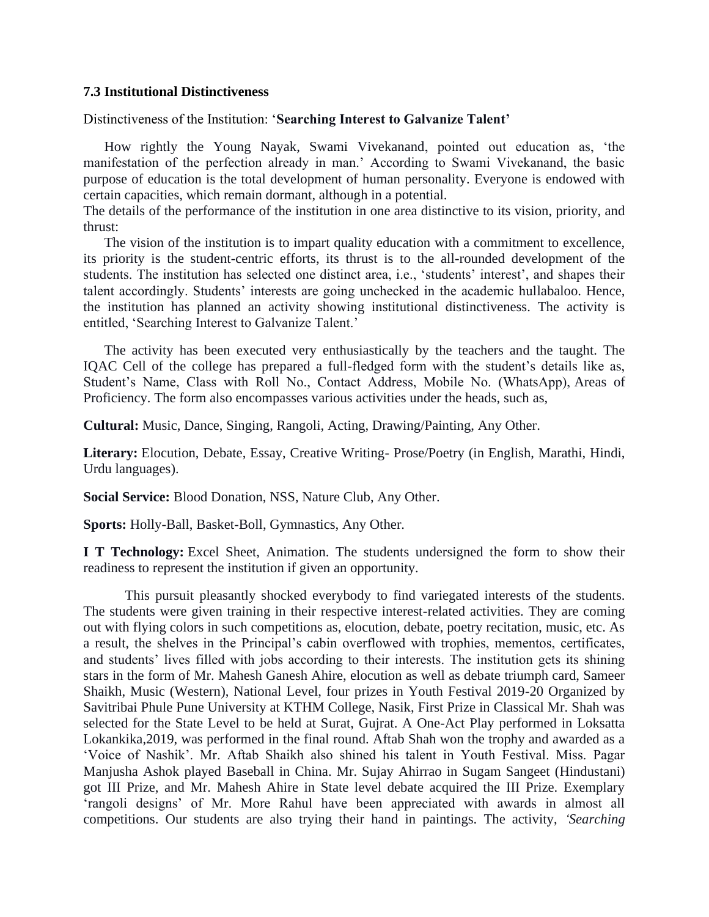### 7.3 Institutional Distinctiveness

Distinctiveness of the Institution: '**Searching Interest to Galvanize Talent'**

How rightly the Young Nayak, Swami Vivekanand, pointed out education as, 'the manifestation of the perfection already in man.' According to Swami Vivekanand, the basic purpose of education is the total development of human personality. Everyone is endowed with certain capacities, which remain dormant, although in a potential.

The details of the performance of the institution in one area distinctive to its vision, priority, and thrust:

The vision of the institution is to impart quality education with a commitment to excellence, its priority is the student-centric efforts, its thrust is to the all-rounded development of the students. The institution has selected one distinct area, i.e., 'students' interest', and shapes their talent accordingly. Students' interests are going unchecked in the academic hullabaloo. Hence, the institution has planned an activity showing institutional distinctiveness. The activity is entitled, 'Searching Interest to Galvanize Talent.'

The activity has been executed very enthusiastically by the teachers and the taught. The IQAC Cell of the college has prepared a full-fledged form with the student's details like as, Student's Name, Class with Roll No., Contact Address, Mobile No. (WhatsApp), Areas of Proficiency. The form also encompasses various activities under the heads, such as,

**Cultural:** Music, Dance, Singing, Rangoli, Acting, Drawing/Painting, Any Other.

**Literary:** Elocution, Debate, Essay, Creative Writing- Prose/Poetry (in English, Marathi, Hindi, Urdu languages).

**Social Service:** Blood Donation, NSS, Nature Club, Any Other.

**Sports:** Holly-Ball, Basket-Boll, Gymnastics, Any Other.

**I T Technology:** Excel Sheet, Animation. The students undersigned the form to show their readiness to represent the institution if given an opportunity.

This pursuit pleasantly shocked everybody to find variegated interests of the students. The students were given training in their respective interest-related activities. They are coming out with flying colors in such competitions as, elocution, debate, poetry recitation, music, etc. As a result, the shelves in the Principal's cabin overflowed with trophies, mementos, certificates, and students' lives filled with jobs according to their interests. The institution gets its shining stars in the form of Mr. Mahesh Ganesh Ahire, elocution as well as debate triumph card, Sameer Shaikh, Music (Western), National Level, four prizes in Youth Festival 2019-20 Organized by Savitribai Phule Pune University at KTHM College, Nasik, First Prize in Classical Mr. Shah was selected for the State Level to be held at Surat, Gujrat. A One-Act Play performed in Loksatta Lokankika,2019, was performed in the final round. Aftab Shah won the trophy and awarded as a 'Voice of Nashik'. Mr. Aftab Shaikh also shined his talent in Youth Festival. Miss. Pagar Manjusha Ashok played Baseball in China. Mr. Sujay Ahirrao in Sugam Sangeet (Hindustani) got III Prize, and Mr. Mahesh Ahire in State level debate acquired the III Prize. Exemplary 'rangoli designs' of Mr. More Rahul have been appreciated with awards in almost all competitions. Our students are also trying their hand in paintings. The activity, *'Searching*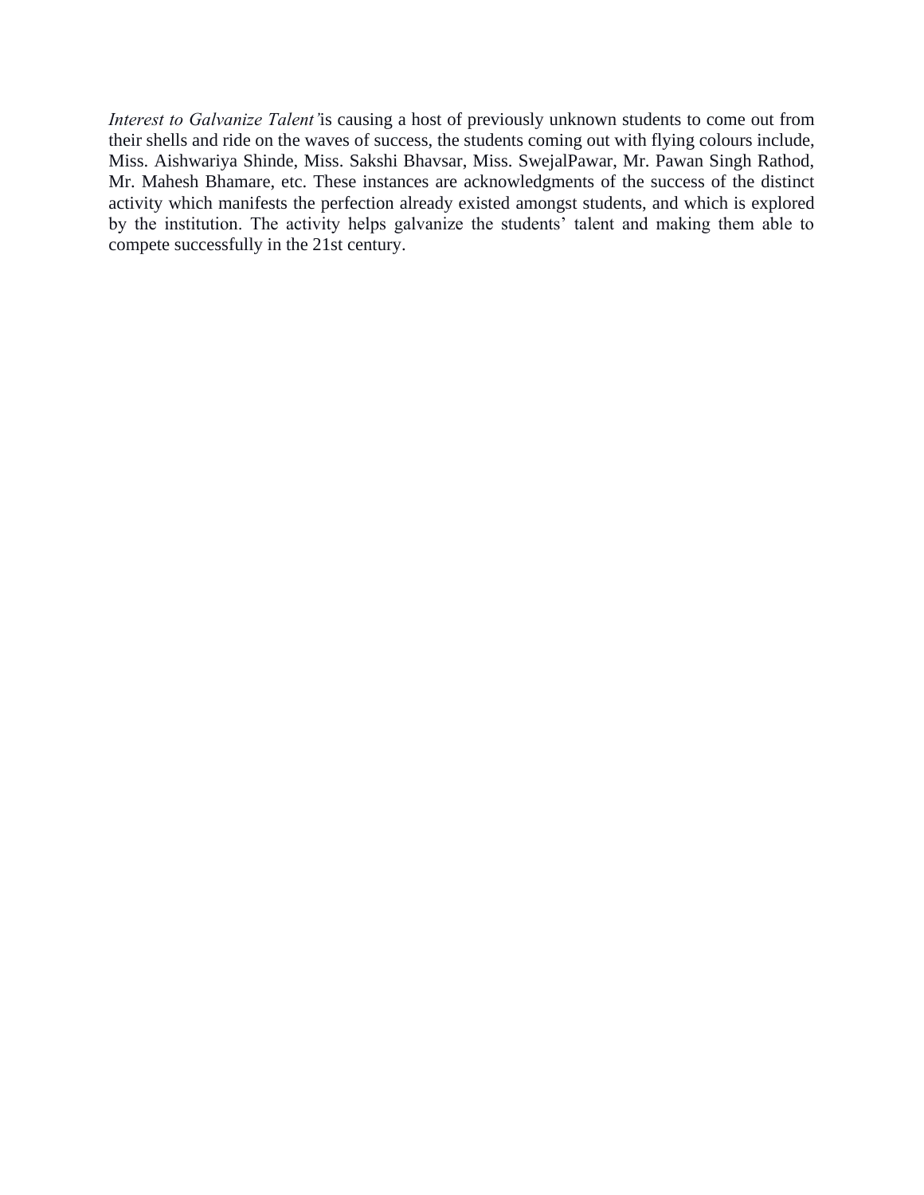*Interest to Galvanize Talent'* is causing a host of previously unknown students to come out from their shells and ride on the waves of success, the students coming out with flying colours include, Miss. Aishwariya Shinde, Miss. Sakshi Bhavsar, Miss. SwejalPawar, Mr. Pawan Singh Rathod, Mr. Mahesh Bhamare, etc. These instances are acknowledgments of the success of the distinct activity which manifests the perfection already existed amongst students, and which is explored by the institution. The activity helps galvanize the students' talent and making them able to compete successfully in the 21st century.